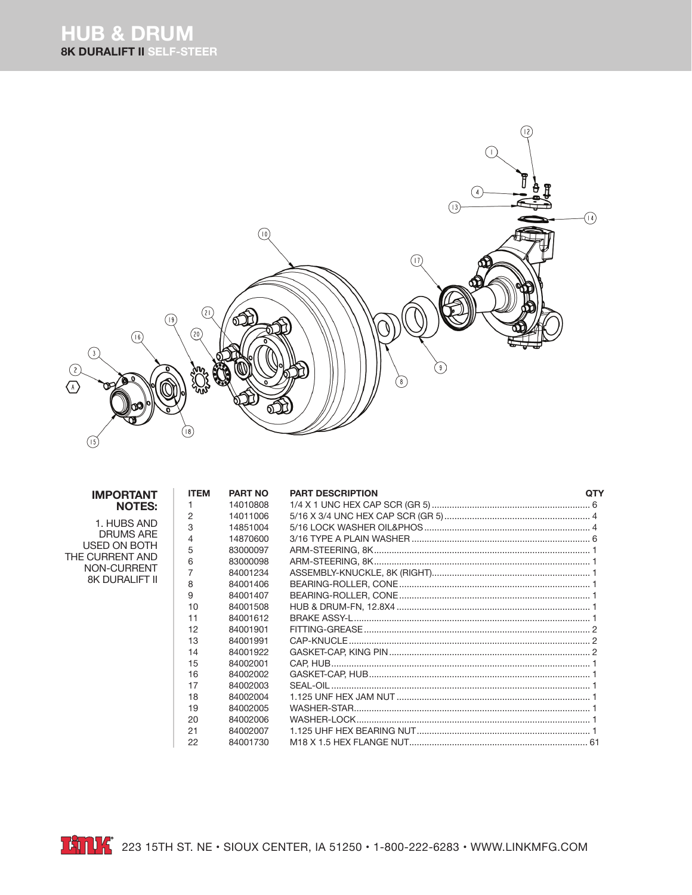# HUB & DRUM

**8K DURALIFT II SELF-STEER**

**IMPORTANT NOTES:**

1. HUBS AND DRUMS ARE USED ON BOTH THE CURRENT AND NON-CURRENT 8K DURALIFT II

| ITEM | PART NO | PART DESCRIPTION | QTY |
|---|---|---|---|
| 1 | 14010808 | 1/4 X 1 UNC HEX CAP SCR (GR 5) | 6 |
| 2 | 14011006 | 5/16 X 3/4 UNC HEX CAP SCR (GR 5) | 4 |
| 3 | 14851004 | 5/16 LOCK WASHER OIL&PHOS | 4 |
| 4 | 14870600 | 3/16 TYPE A PLAIN WASHER | 6 |
| 5 | 83000097 | ARM-STEERING, 8K | 1 |
| 6 | 83000098 | ARM-STEERING, 8K | 1 |
| 7 | 84001234 | ASSEMBLY-KNUCKLE, 8K (RIGHT) | 1 |
| 8 | 84001406 | BEARING-ROLLER, CONE | 1 |
| 9 | 84001407 | BEARING-ROLLER, CONE | 1 |
| 10 | 84001508 | HUB & DRUM-FN, 12.8X4 | 1 |
| 11 | 84001612 | BRAKE ASSY-L | 1 |
| 12 | 84001901 | FITTING-GREASE | 2 |
| 13 | 84001991 | CAP-KNUCLE | 2 |
| 14 | 84001922 | GASKET-CAP, KING PIN | 2 |
| 15 | 84002001 | CAP, HUB | 1 |
| 16 | 84002002 | GASKET-CAP, HUB | 1 |
| 17 | 84002003 | SEAL-OIL | 1 |
| 18 | 84002004 | 1.125 UNF HEX JAM NUT | 1 |
| 19 | 84002005 | WASHER-STAR | 1 |
| 20 | 84002006 | WASHER-LOCK | 1 |
| 21 | 84002007 | 1.125 UHF HEX BEARING NUT | 1 |
| 22 | 84001730 | M18 X 1.5 HEX FLANGE NUT | 61 |

223 15TH ST. NE • SIOUX CENTER, IA 51250 • 1-800-222-6283 • WWW.LINKMFG.COM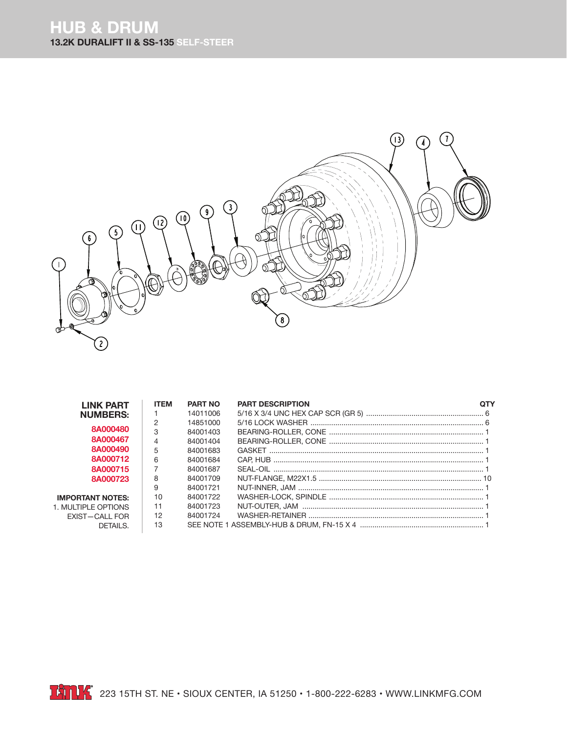# HUB & DRUM

## 13.2K DURALIFT II & SS-135 SELF-STEER

**LINK PART NUMBERS:**

8A000480
8A000467
8A000490
8A000712
8A000715
8A000723

**IMPORTANT NOTES:**
1. MULTIPLE OPTIONS EXIST—CALL FOR DETAILS.

| ITEM | PART NO | PART DESCRIPTION | QTY |
|---|---|---|---|
| 1 | 14011006 | 5/16 X 3/4 UNC HEX CAP SCR (GR 5) | 6 |
| 2 | 14851000 | 5/16 LOCK WASHER | 6 |
| 3 | 84001403 | BEARING-ROLLER, CONE | 1 |
| 4 | 84001404 | BEARING-ROLLER, CONE | 1 |
| 5 | 84001683 | GASKET | 1 |
| 6 | 84001684 | CAP, HUB | 1 |
| 7 | 84001687 | SEAL-OIL | 1 |
| 8 | 84001709 | NUT-FLANGE, M22X1.5 | 10 |
| 9 | 84001721 | NUT-INNER, JAM | 1 |
| 10 | 84001722 | WASHER-LOCK, SPINDLE | 1 |
| 11 | 84001723 | NUT-OUTER, JAM | 1 |
| 12 | 84001724 | WASHER-RETAINER | 1 |
| 13 | SEE NOTE 1 | ASSEMBLY-HUB & DRUM, FN-15 X 4 | 1 |

223 15TH ST. NE • SIOUX CENTER, IA 51250 • 1-800-222-6283 • WWW.LINKMFG.COM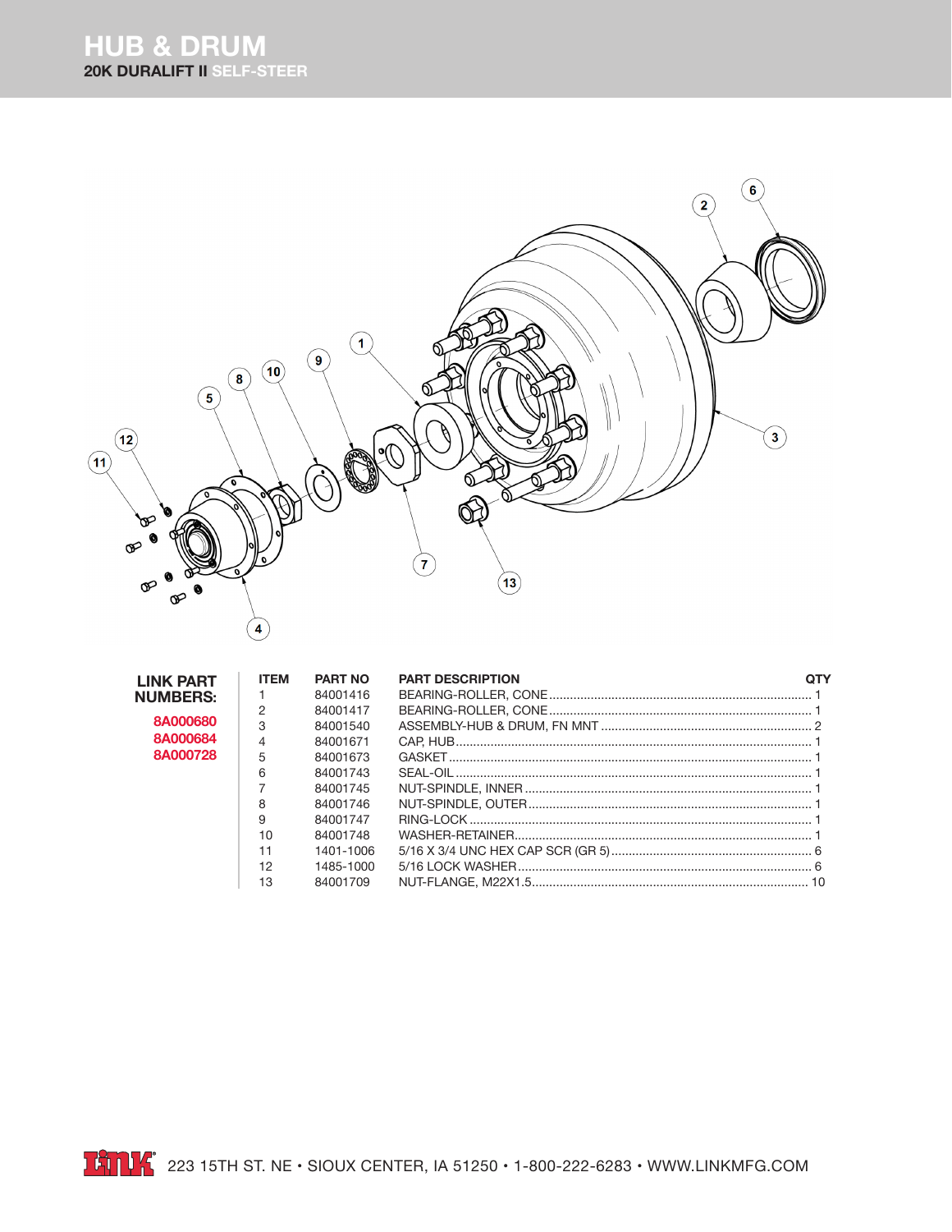# HUB & DRUM

## 20K DURALIFT II SELF-STEER

**LINK PART NUMBERS:**

**8A000680**
**8A000684**
**8A000728**

| ITEM | PART NO | PART DESCRIPTION | QTY |
|---|---|---|---|
| 1 | 84001416 | BEARING-ROLLER, CONE | 1 |
| 2 | 84001417 | BEARING-ROLLER, CONE | 1 |
| 3 | 84001540 | ASSEMBLY-HUB & DRUM, FN MNT | 2 |
| 4 | 84001671 | CAP, HUB | 1 |
| 5 | 84001673 | GASKET | 1 |
| 6 | 84001743 | SEAL-OIL | 1 |
| 7 | 84001745 | NUT-SPINDLE, INNER | 1 |
| 8 | 84001746 | NUT-SPINDLE, OUTER | 1 |
| 9 | 84001747 | RING-LOCK | 1 |
| 10 | 84001748 | WASHER-RETAINER | 1 |
| 11 | 1401-1006 | 5/16 X 3/4 UNC HEX CAP SCR (GR 5) | 6 |
| 12 | 1485-1000 | 5/16 LOCK WASHER | 6 |
| 13 | 84001709 | NUT-FLANGE, M22X1.5 | 10 |

223 15TH ST. NE • SIOUX CENTER, IA 51250 • 1-800-222-6283 • WWW.LINKMFG.COM